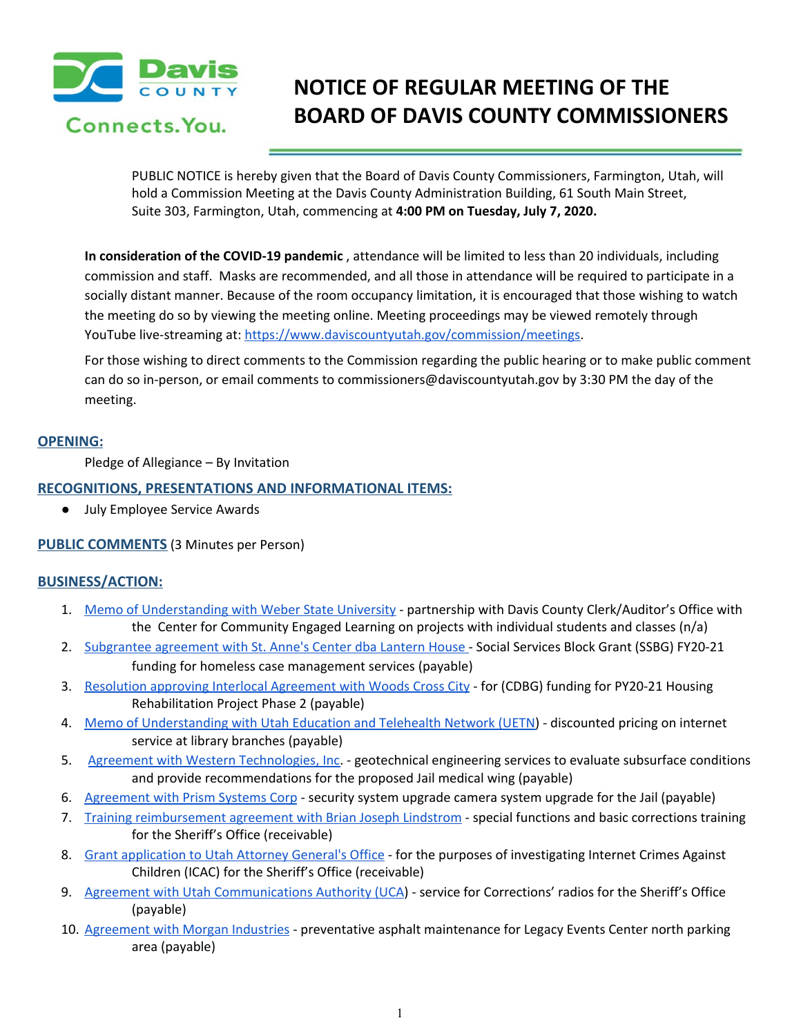# NOTICE OF REGULAR MEETING OF THE BOARD OF DAVIS COUNTY COMMISSIONERS

PUBLIC NOTICE is hereby given that the Board of Davis County Commissioners, Farmington, Utah, will hold a Commission Meeting at the Davis County Administration Building, 61 South Main Street, Suite 303, Farmington, Utah, commencing at **4:00 PM on Tuesday, July 7, 2020.**

**In consideration of the COVID-19 pandemic** , attendance will be limited to less than 20 individuals, including commission and staff. Masks are recommended, and all those in attendance will be required to participate in a socially distant manner. Because of the room occupancy limitation, it is encouraged that those wishing to watch the meeting do so by viewing the meeting online. Meeting proceedings may be viewed remotely through YouTube live-streaming at: https://www.daviscountyutah.gov/commission/meetings.

For those wishing to direct comments to the Commission regarding the public hearing or to make public comment can do so in-person, or email comments to commissioners@daviscountyutah.gov by 3:30 PM the day of the meeting.

## OPENING:

Pledge of Allegiance – By Invitation

## RECOGNITIONS, PRESENTATIONS AND INFORMATIONAL ITEMS:

- July Employee Service Awards

## PUBLIC COMMENTS (3 Minutes per Person)

## BUSINESS/ACTION:

1. Memo of Understanding with Weber State University - partnership with Davis County Clerk/Auditor's Office with the Center for Community Engaged Learning on projects with individual students and classes (n/a)
2. Subgrantee agreement with St. Anne's Center dba Lantern House - Social Services Block Grant (SSBG) FY20-21 funding for homeless case management services (payable)
3. Resolution approving Interlocal Agreement with Woods Cross City - for (CDBG) funding for PY20-21 Housing Rehabilitation Project Phase 2 (payable)
4. Memo of Understanding with Utah Education and Telehealth Network (UETN) - discounted pricing on internet service at library branches (payable)
5. Agreement with Western Technologies, Inc. - geotechnical engineering services to evaluate subsurface conditions and provide recommendations for the proposed Jail medical wing (payable)
6. Agreement with Prism Systems Corp - security system upgrade camera system upgrade for the Jail (payable)
7. Training reimbursement agreement with Brian Joseph Lindstrom - special functions and basic corrections training for the Sheriff's Office (receivable)
8. Grant application to Utah Attorney General's Office - for the purposes of investigating Internet Crimes Against Children (ICAC) for the Sheriff's Office (receivable)
9. Agreement with Utah Communications Authority (UCA) - service for Corrections' radios for the Sheriff's Office (payable)
10. Agreement with Morgan Industries - preventative asphalt maintenance for Legacy Events Center north parking area (payable)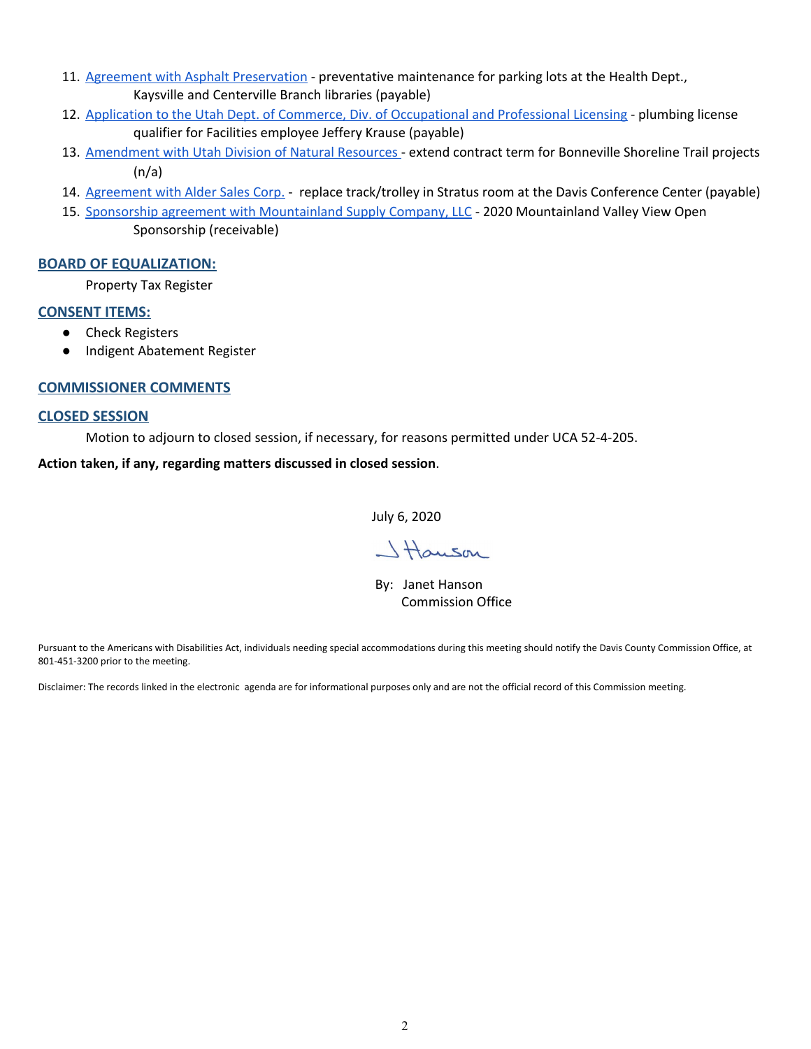11. Agreement with Asphalt Preservation - preventative maintenance for parking lots at the Health Dept., Kaysville and Centerville Branch libraries (payable)
12. Application to the Utah Dept. of Commerce, Div. of Occupational and Professional Licensing - plumbing license qualifier for Facilities employee Jeffery Krause (payable)
13. Amendment with Utah Division of Natural Resources - extend contract term for Bonneville Shoreline Trail projects (n/a)
14. Agreement with Alder Sales Corp. - replace track/trolley in Stratus room at the Davis Conference Center (payable)
15. Sponsorship agreement with Mountainland Supply Company, LLC - 2020 Mountainland Valley View Open Sponsorship (receivable)

## BOARD OF EQUALIZATION:

Property Tax Register

## CONSENT ITEMS:

- Check Registers
- Indigent Abatement Register

## COMMISSIONER COMMENTS

## CLOSED SESSION

Motion to adjourn to closed session, if necessary, for reasons permitted under UCA 52-4-205.

**Action taken, if any, regarding matters discussed in closed session**.

July 6, 2020

J Hanson

By: Janet Hanson
Commission Office

Pursuant to the Americans with Disabilities Act, individuals needing special accommodations during this meeting should notify the Davis County Commission Office, at 801-451-3200 prior to the meeting.

Disclaimer: The records linked in the electronic agenda are for informational purposes only and are not the official record of this Commission meeting.